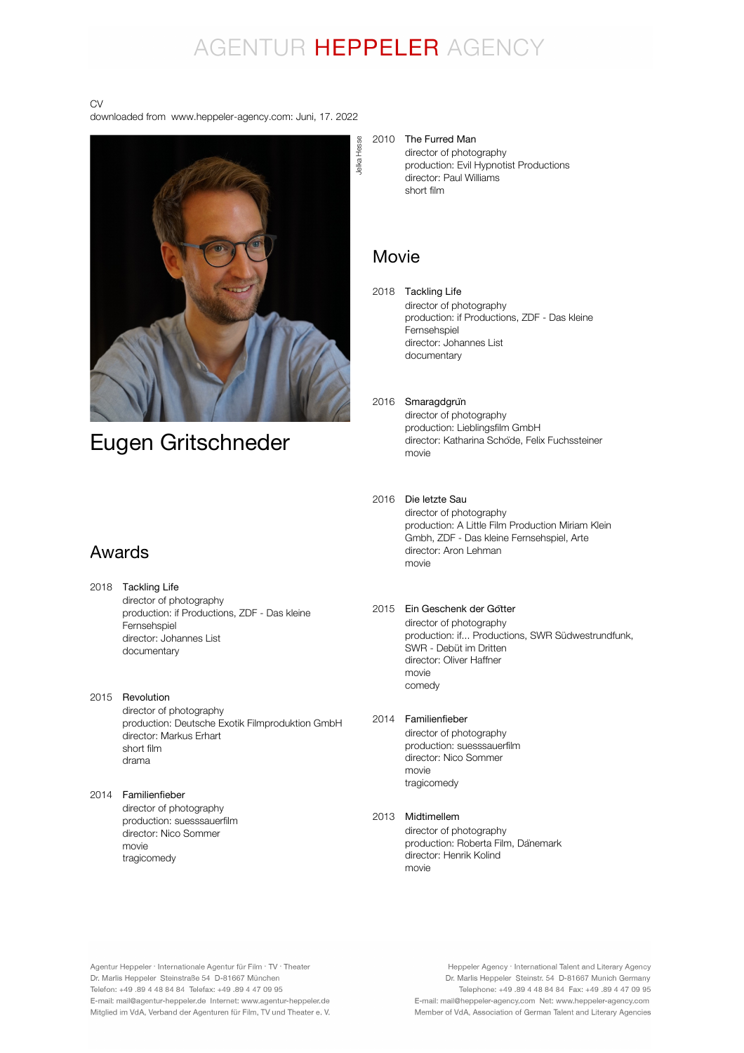# AGENTUR HEPPELER AGENCY

CV
downloaded from www.heppeler-agency.com: Juni, 17. 2022

Jelka Hesse

# Eugen Gritschneder

## Awards

2018 Tackling Life
director of photography
production: if Productions, ZDF - Das kleine Fernsehspiel
director: Johannes List
documentary

2015 Revolution
director of photography
production: Deutsche Exotik Filmproduktion GmbH
director: Markus Erhart
short film
drama

2014 Familienfieber
director of photography
production: suesssauerfilm
director: Nico Sommer
movie
tragicomedy

2010 The Furred Man
director of photography
production: Evil Hypnotist Productions
director: Paul Williams
short film

## Movie

2018 Tackling Life
director of photography
production: if Productions, ZDF - Das kleine Fernsehspiel
director: Johannes List
documentary

2016 Smaragdgrün
director of photography
production: Lieblingsfilm GmbH
director: Katharina Schöde, Felix Fuchssteiner
movie

2016 Die letzte Sau
director of photography
production: A Little Film Production Miriam Klein Gmbh, ZDF - Das kleine Fernsehspiel, Arte
director: Aron Lehman
movie

2015 Ein Geschenk der Götter
director of photography
production: if... Productions, SWR Südwestrundfunk, SWR - Debüt im Dritten
director: Oliver Haffner
movie
comedy

2014 Familienfieber
director of photography
production: suesssauerfilm
director: Nico Sommer
movie
tragicomedy

2013 Midtimellem
director of photography
production: Roberta Film, Dänemark
director: Henrik Kolind
movie

Agentur Heppeler · Internationale Agentur für Film · TV · Theater
Dr. Marlis Heppeler Steinstraße 54 D-81667 München
Telefon: +49 .89 4 48 84 84 Telefax: +49 .89 4 47 09 95
E-mail: mail@agentur-heppeler.de Internet: www.agentur-heppeler.de
Mitglied im VdA, Verband der Agenturen für Film, TV und Theater e. V.

Heppeler Agency · International Talent and Literary Agency
Dr. Marlis Heppeler Steinstr. 54 D-81667 Munich Germany
Telephone: +49 .89 4 48 84 84 Fax: +49 .89 4 47 09 95
E-mail: mail@heppeler-agency.com Net: www.heppeler-agency.com
Member of VdA, Association of German Talent and Literary Agencies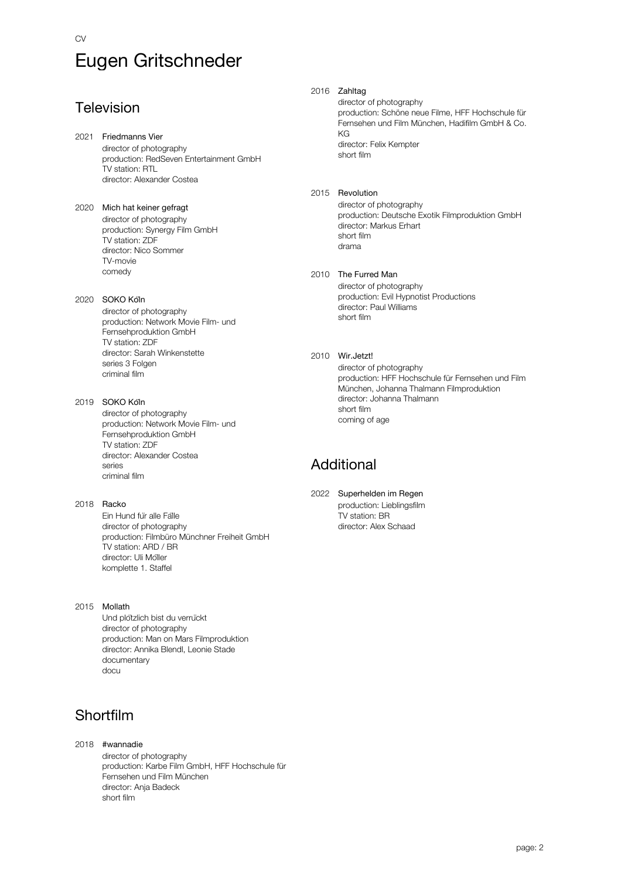CV

# Eugen Gritschneder

## Television

2021 Friedmanns Vier
director of photography
production: RedSeven Entertainment GmbH
TV station: RTL
director: Alexander Costea

2020 Mich hat keiner gefragt
director of photography
production: Synergy Film GmbH
TV station: ZDF
director: Nico Sommer
TV-movie
comedy

2020 SOKO Köln
director of photography
production: Network Movie Film- und Fernsehproduktion GmbH
TV station: ZDF
director: Sarah Winkenstette
series 3 Folgen
criminal film

2019 SOKO Köln
director of photography
production: Network Movie Film- und Fernsehproduktion GmbH
TV station: ZDF
director: Alexander Costea
series
criminal film

2018 Racko
Ein Hund für alle Fälle
director of photography
production: Filmbüro Münchner Freiheit GmbH
TV station: ARD / BR
director: Uli Möller
komplette 1. Staffel

2015 Mollath
Und plötzlich bist du verrückt
director of photography
production: Man on Mars Filmproduktion
director: Annika Blendl, Leonie Stade
documentary
docu

## Shortfilm

2018 #wannadie
director of photography
production: Karbe Film GmbH, HFF Hochschule für Fernsehen und Film München
director: Anja Badeck
short film

2016 Zahltag
director of photography
production: Schöne neue Filme, HFF Hochschule für Fernsehen und Film München, Hadifilm GmbH & Co. KG
director: Felix Kempter
short film

2015 Revolution
director of photography
production: Deutsche Exotik Filmproduktion GmbH
director: Markus Erhart
short film
drama

2010 The Furred Man
director of photography
production: Evil Hypnotist Productions
director: Paul Williams
short film

2010 Wir.Jetzt!
director of photography
production: HFF Hochschule für Fernsehen und Film München, Johanna Thalmann Filmproduktion
director: Johanna Thalmann
short film
coming of age

## Additional

2022 Superhelden im Regen
production: Lieblingsfilm
TV station: BR
director: Alex Schaad